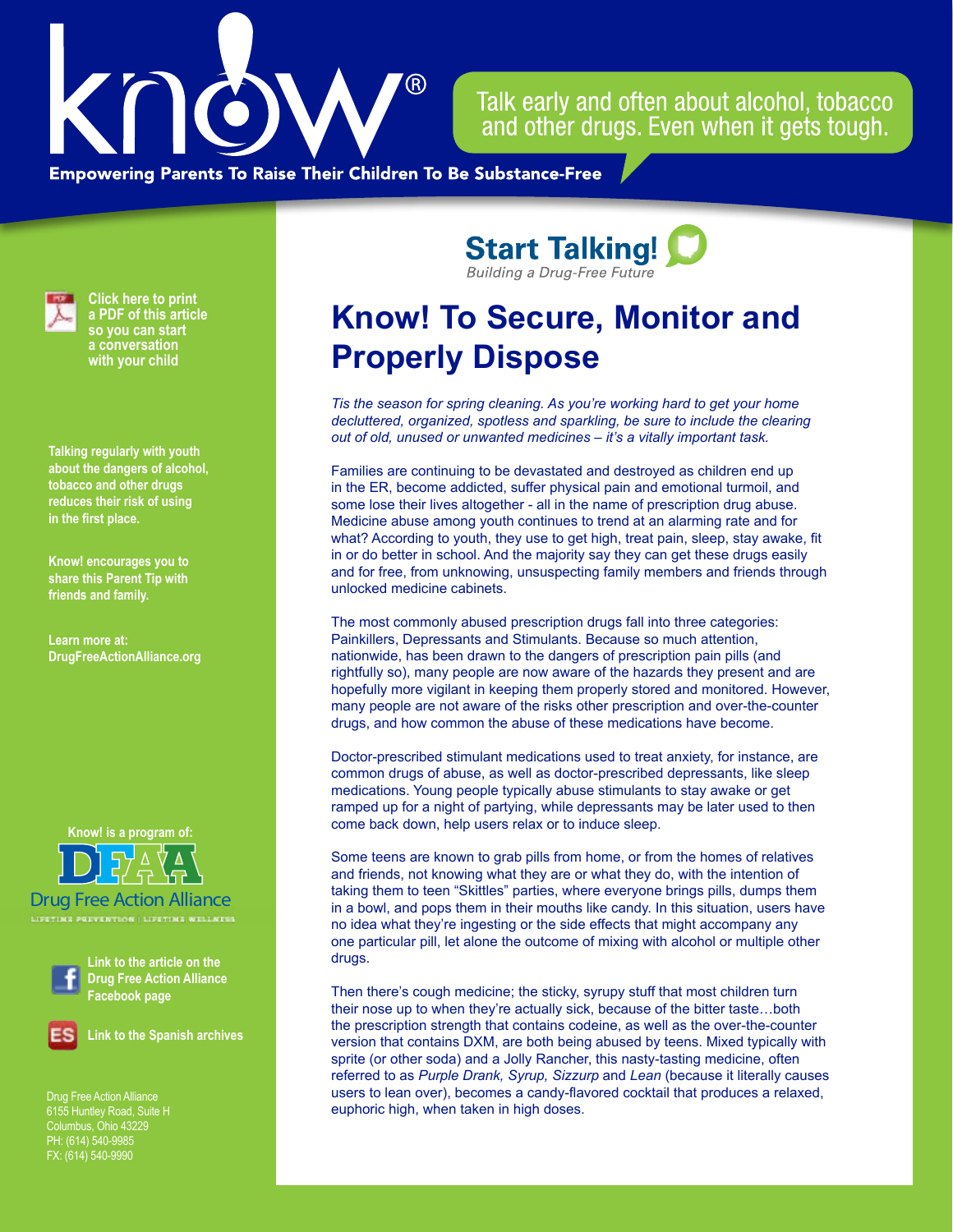# Know! To Secure, Monitor and Properly Dispose

Start Talking! Building a Drug-Free Future

Talk early and often about alcohol, tobacco and other drugs. Even when it gets tough.

Empowering Parents To Raise Their Children To Be Substance-Free

*Tis the season for spring cleaning. As you're working hard to get your home decluttered, organized, spotless and sparkling, be sure to include the clearing out of old, unused or unwanted medicines – it's a vitally important task.*

Families are continuing to be devastated and destroyed as children end up in the ER, become addicted, suffer physical pain and emotional turmoil, and some lose their lives altogether - all in the name of prescription drug abuse. Medicine abuse among youth continues to trend at an alarming rate and for what? According to youth, they use to get high, treat pain, sleep, stay awake, fit in or do better in school. And the majority say they can get these drugs easily and for free, from unknowing, unsuspecting family members and friends through unlocked medicine cabinets.

The most commonly abused prescription drugs fall into three categories: Painkillers, Depressants and Stimulants. Because so much attention, nationwide, has been drawn to the dangers of prescription pain pills (and rightfully so), many people are now aware of the hazards they present and are hopefully more vigilant in keeping them properly stored and monitored. However, many people are not aware of the risks other prescription and over-the-counter drugs, and how common the abuse of these medications have become.

Doctor-prescribed stimulant medications used to treat anxiety, for instance, are common drugs of abuse, as well as doctor-prescribed depressants, like sleep medications. Young people typically abuse stimulants to stay awake or get ramped up for a night of partying, while depressants may be later used to then come back down, help users relax or to induce sleep.

Some teens are known to grab pills from home, or from the homes of relatives and friends, not knowing what they are or what they do, with the intention of taking them to teen "Skittles" parties, where everyone brings pills, dumps them in a bowl, and pops them in their mouths like candy. In this situation, users have no idea what they're ingesting or the side effects that might accompany any one particular pill, let alone the outcome of mixing with alcohol or multiple other drugs.

Then there's cough medicine; the sticky, syrupy stuff that most children turn their nose up to when they're actually sick, because of the bitter taste…both the prescription strength that contains codeine, as well as the over-the-counter version that contains DXM, are both being abused by teens. Mixed typically with sprite (or other soda) and a Jolly Rancher, this nasty-tasting medicine, often referred to as *Purple Drank, Syrup, Sizzurp* and *Lean* (because it literally causes users to lean over), becomes a candy-flavored cocktail that produces a relaxed, euphoric high, when taken in high doses.

---

**Click here to print a PDF of this article so you can start a conversation with your child**

**Talking regularly with youth about the dangers of alcohol, tobacco and other drugs reduces their risk of using in the first place.**

**Know! encourages you to share this Parent Tip with friends and family.**

**Learn more at: DrugFreeActionAlliance.org**

**Know! is a program of:** Drug Free Action Alliance — Lifetime Prevention | Lifetime Wellness

**Link to the article on the Drug Free Action Alliance Facebook page**

**Link to the Spanish archives**

Drug Free Action Alliance
6155 Huntley Road, Suite H
Columbus, Ohio 43229
PH: (614) 540-9985
FX: (614) 540-9990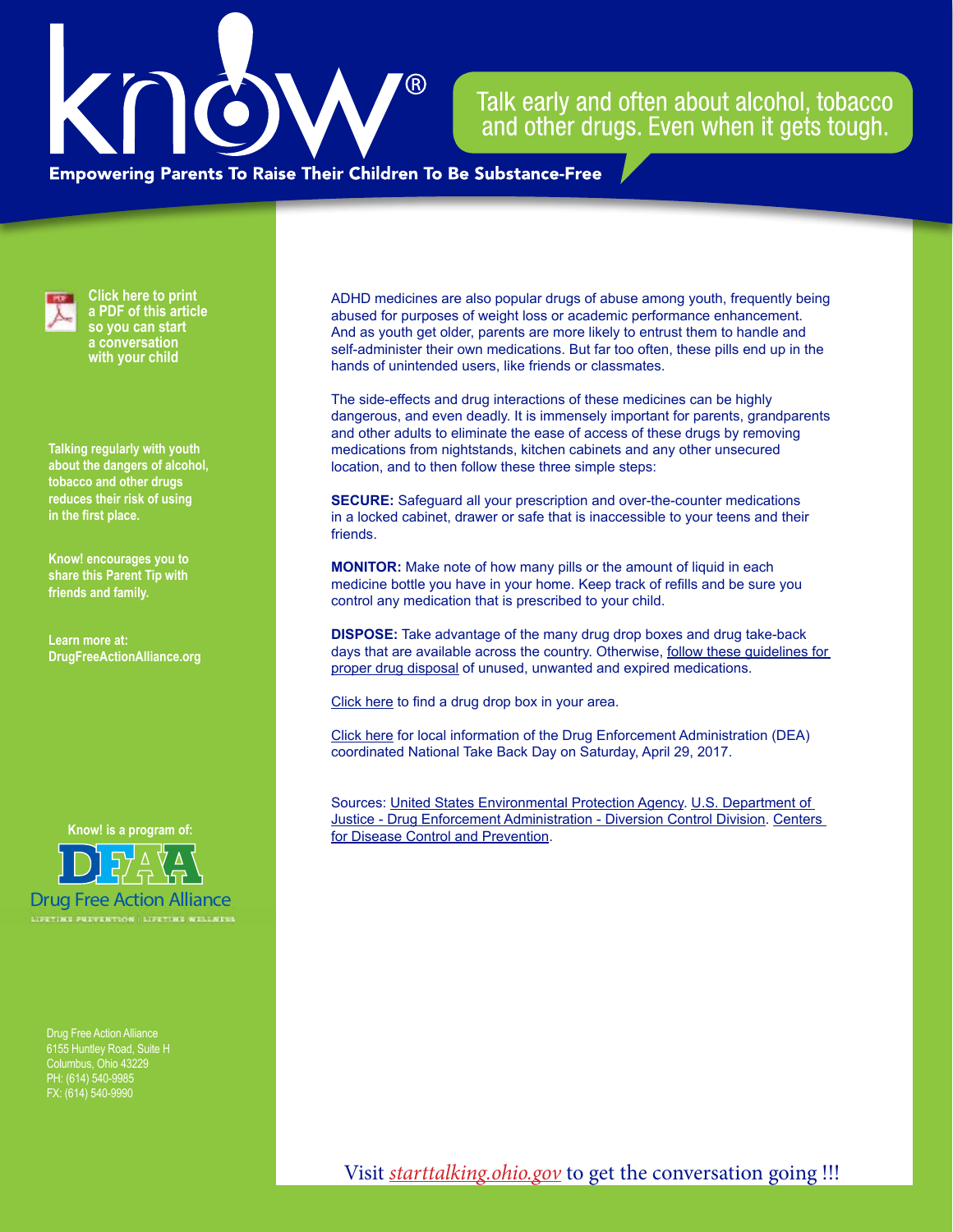Talk early and often about alcohol, tobacco and other drugs. Even when it gets tough.

**Empowering Parents To Raise Their Children To Be Substance-Free**

**Click here to print a PDF of this article so you can start a conversation with your child**

**Talking regularly with youth about the dangers of alcohol, tobacco and other drugs reduces their risk of using in the first place.**

**Know! encourages you to share this Parent Tip with friends and family.**

**Learn more at: DrugFreeActionAlliance.org**

**Know! is a program of:**

Drug Free Action Alliance

LIFETIME PREVENTION | LIFETIME WELLNESS

Drug Free Action Alliance
6155 Huntley Road, Suite H
Columbus, Ohio 43229
PH: (614) 540-9985
FX: (614) 540-9990

ADHD medicines are also popular drugs of abuse among youth, frequently being abused for purposes of weight loss or academic performance enhancement. And as youth get older, parents are more likely to entrust them to handle and self-administer their own medications. But far too often, these pills end up in the hands of unintended users, like friends or classmates.

The side-effects and drug interactions of these medicines can be highly dangerous, and even deadly. It is immensely important for parents, grandparents and other adults to eliminate the ease of access of these drugs by removing medications from nightstands, kitchen cabinets and any other unsecured location, and to then follow these three simple steps:

**SECURE:** Safeguard all your prescription and over-the-counter medications in a locked cabinet, drawer or safe that is inaccessible to your teens and their friends.

**MONITOR:** Make note of how many pills or the amount of liquid in each medicine bottle you have in your home. Keep track of refills and be sure you control any medication that is prescribed to your child.

**DISPOSE:** Take advantage of the many drug drop boxes and drug take-back days that are available across the country. Otherwise, follow these guidelines for proper drug disposal of unused, unwanted and expired medications.

Click here to find a drug drop box in your area.

Click here for local information of the Drug Enforcement Administration (DEA) coordinated National Take Back Day on Saturday, April 29, 2017.

Sources: United States Environmental Protection Agency. U.S. Department of Justice - Drug Enforcement Administration - Diversion Control Division. Centers for Disease Control and Prevention.

Visit *starttalking.ohio.gov* to get the conversation going !!!